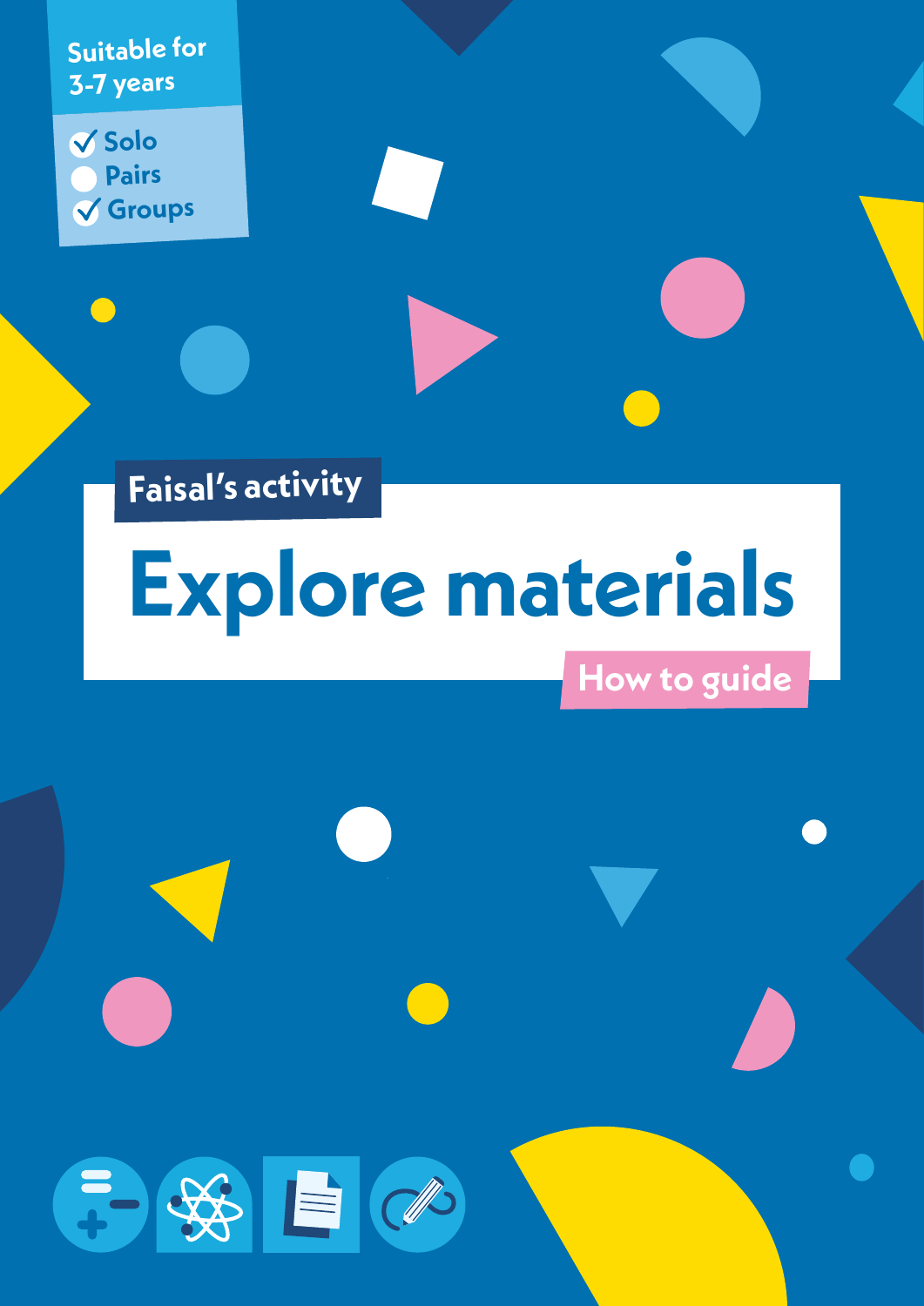Suitable for 3-7 years

- ☑ Solo
- ☐ Pairs
- ☑ Groups

Faisal's activity

# Explore materials

How to guide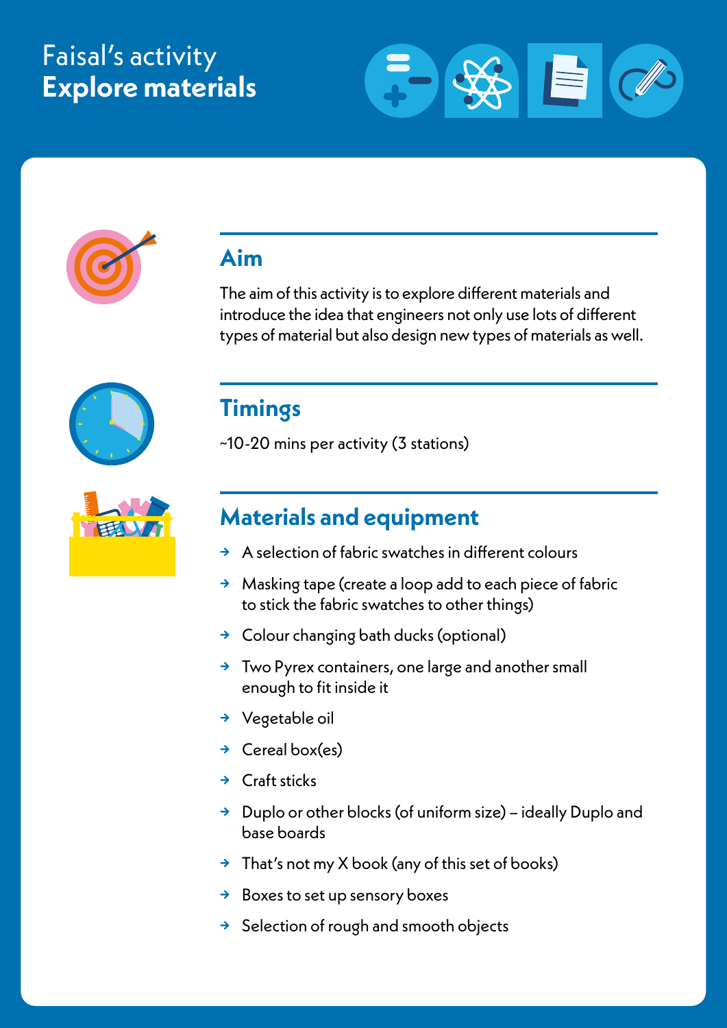# Faisal's activity
# **Explore materials**

## Aim

The aim of this activity is to explore different materials and introduce the idea that engineers not only use lots of different types of material but also design new types of materials as well.

## Timings

~10-20 mins per activity (3 stations)

## Materials and equipment

- A selection of fabric swatches in different colours
- Masking tape (create a loop add to each piece of fabric to stick the fabric swatches to other things)
- Colour changing bath ducks (optional)
- Two Pyrex containers, one large and another small enough to fit inside it
- Vegetable oil
- Cereal box(es)
- Craft sticks
- Duplo or other blocks (of uniform size) – ideally Duplo and base boards
- That's not my X book (any of this set of books)
- Boxes to set up sensory boxes
- Selection of rough and smooth objects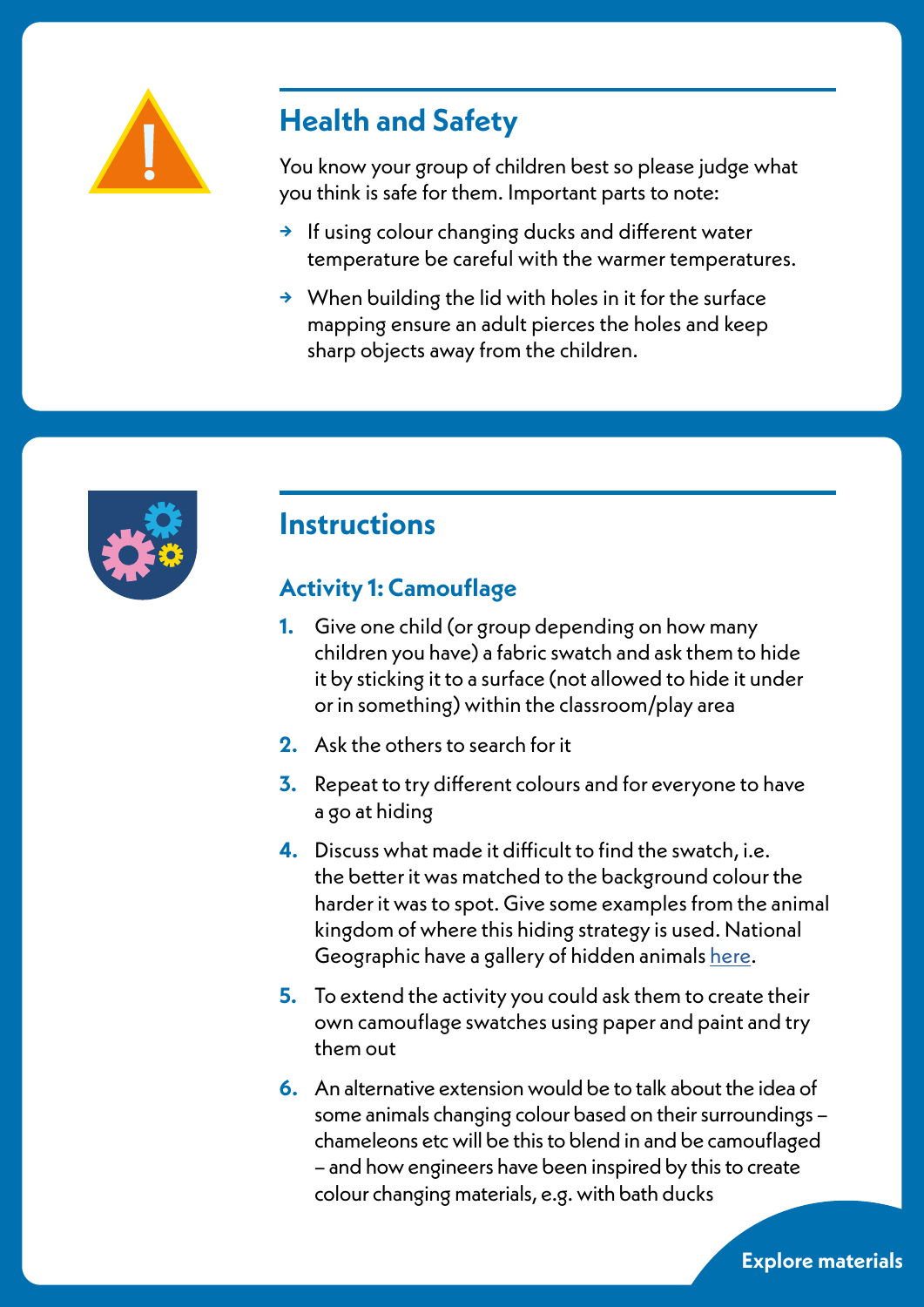## Health and Safety

You know your group of children best so please judge what you think is safe for them. Important parts to note:

- If using colour changing ducks and different water temperature be careful with the warmer temperatures.
- When building the lid with holes in it for the surface mapping ensure an adult pierces the holes and keep sharp objects away from the children.

## Instructions

### Activity 1: Camouflage

1. Give one child (or group depending on how many children you have) a fabric swatch and ask them to hide it by sticking it to a surface (not allowed to hide it under or in something) within the classroom/play area
2. Ask the others to search for it
3. Repeat to try different colours and for everyone to have a go at hiding
4. Discuss what made it difficult to find the swatch, i.e. the better it was matched to the background colour the harder it was to spot. Give some examples from the animal kingdom of where this hiding strategy is used. National Geographic have a gallery of hidden animals here.
5. To extend the activity you could ask them to create their own camouflage swatches using paper and paint and try them out
6. An alternative extension would be to talk about the idea of some animals changing colour based on their surroundings – chameleons etc will be this to blend in and be camouflaged – and how engineers have been inspired by this to create colour changing materials, e.g. with bath ducks

Explore materials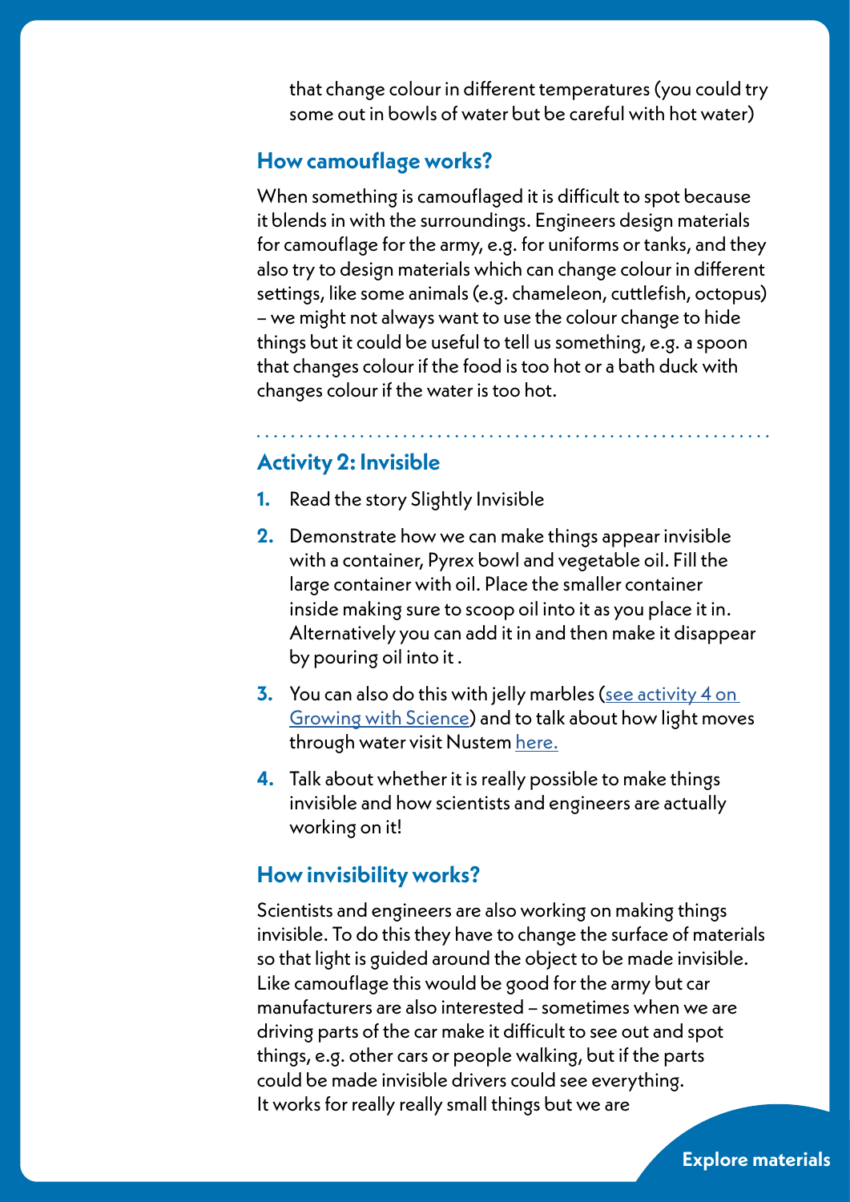that change colour in different temperatures (you could try some out in bowls of water but be careful with hot water)

### How camouflage works?

When something is camouflaged it is difficult to spot because it blends in with the surroundings. Engineers design materials for camouflage for the army, e.g. for uniforms or tanks, and they also try to design materials which can change colour in different settings, like some animals (e.g. chameleon, cuttlefish, octopus) – we might not always want to use the colour change to hide things but it could be useful to tell us something, e.g. a spoon that changes colour if the food is too hot or a bath duck with changes colour if the water is too hot.

## Activity 2: Invisible

1. Read the story Slightly Invisible
2. Demonstrate how we can make things appear invisible with a container, Pyrex bowl and vegetable oil. Fill the large container with oil. Place the smaller container inside making sure to scoop oil into it as you place it in. Alternatively you can add it in and then make it disappear by pouring oil into it .
3. You can also do this with jelly marbles (see activity 4 on Growing with Science) and to talk about how light moves through water visit Nustem here.
4. Talk about whether it is really possible to make things invisible and how scientists and engineers are actually working on it!

### How invisibility works?

Scientists and engineers are also working on making things invisible. To do this they have to change the surface of materials so that light is guided around the object to be made invisible. Like camouflage this would be good for the army but car manufacturers are also interested – sometimes when we are driving parts of the car make it difficult to see out and spot things, e.g. other cars or people walking, but if the parts could be made invisible drivers could see everything. It works for really really small things but we are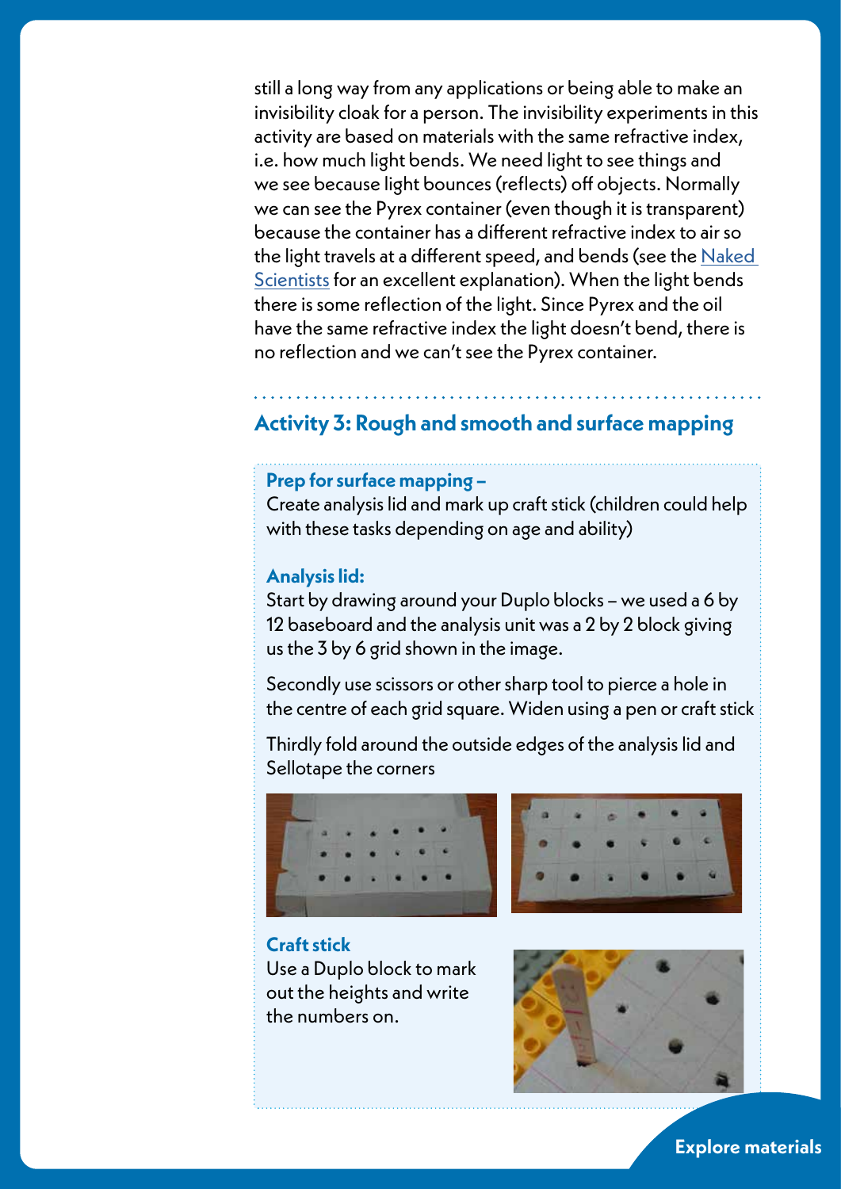still a long way from any applications or being able to make an invisibility cloak for a person. The invisibility experiments in this activity are based on materials with the same refractive index, i.e. how much light bends. We need light to see things and we see because light bounces (reflects) off objects. Normally we can see the Pyrex container (even though it is transparent) because the container has a different refractive index to air so the light travels at a different speed, and bends (see the Naked Scientists for an excellent explanation). When the light bends there is some reflection of the light. Since Pyrex and the oil have the same refractive index the light doesn't bend, there is no reflection and we can't see the Pyrex container.

## Activity 3: Rough and smooth and surface mapping

**Prep for surface mapping –**
Create analysis lid and mark up craft stick (children could help with these tasks depending on age and ability)

**Analysis lid:**
Start by drawing around your Duplo blocks – we used a 6 by 12 baseboard and the analysis unit was a 2 by 2 block giving us the 3 by 6 grid shown in the image.

Secondly use scissors or other sharp tool to pierce a hole in the centre of each grid square. Widen using a pen or craft stick

Thirdly fold around the outside edges of the analysis lid and Sellotape the corners

**Craft stick**
Use a Duplo block to mark out the heights and write the numbers on.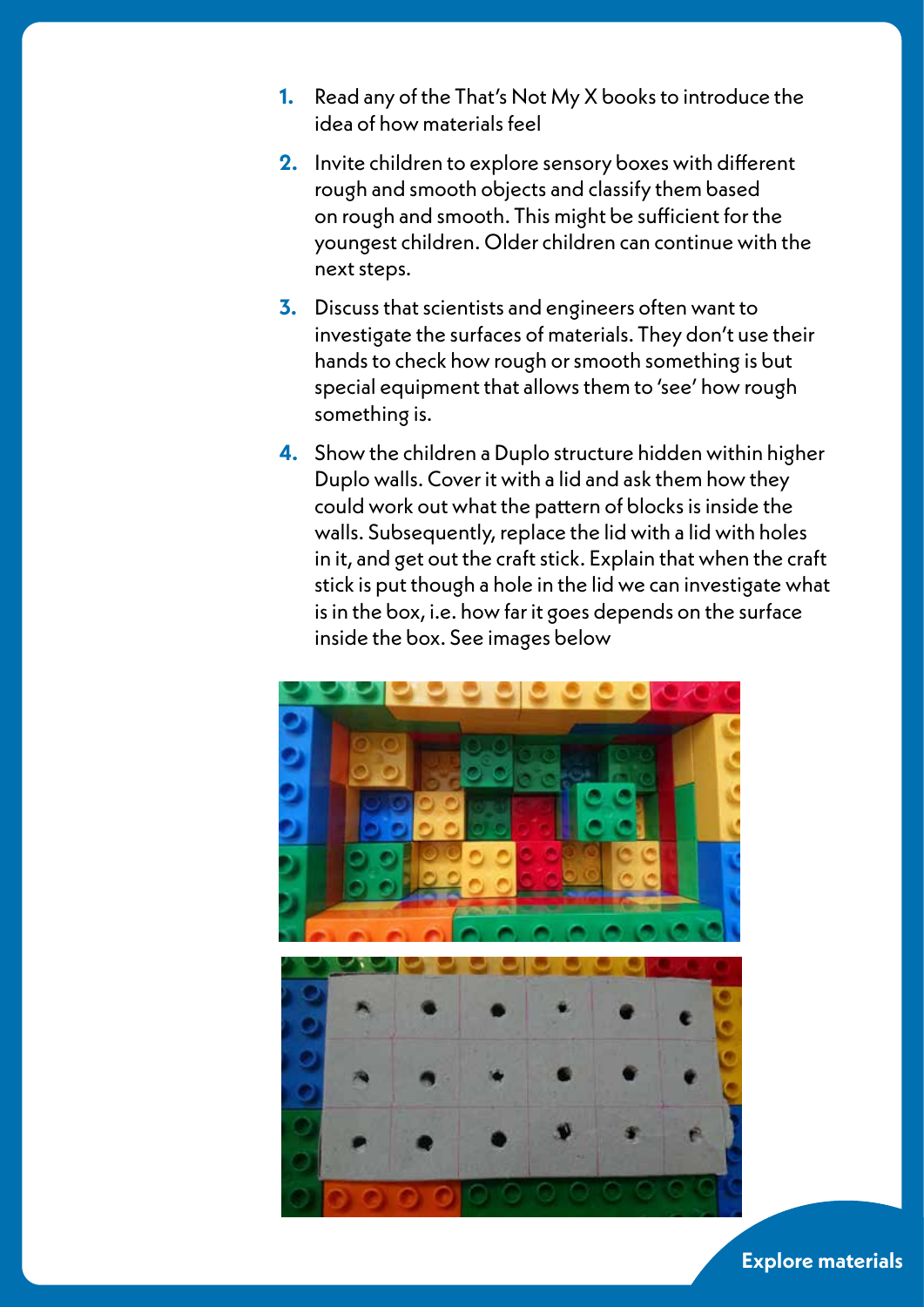1. Read any of the That's Not My X books to introduce the idea of how materials feel
2. Invite children to explore sensory boxes with different rough and smooth objects and classify them based on rough and smooth. This might be sufficient for the youngest children. Older children can continue with the next steps.
3. Discuss that scientists and engineers often want to investigate the surfaces of materials. They don't use their hands to check how rough or smooth something is but special equipment that allows them to 'see' how rough something is.
4. Show the children a Duplo structure hidden within higher Duplo walls. Cover it with a lid and ask them how they could work out what the pattern of blocks is inside the walls. Subsequently, replace the lid with a lid with holes in it, and get out the craft stick. Explain that when the craft stick is put though a hole in the lid we can investigate what is in the box, i.e. how far it goes depends on the surface inside the box. See images below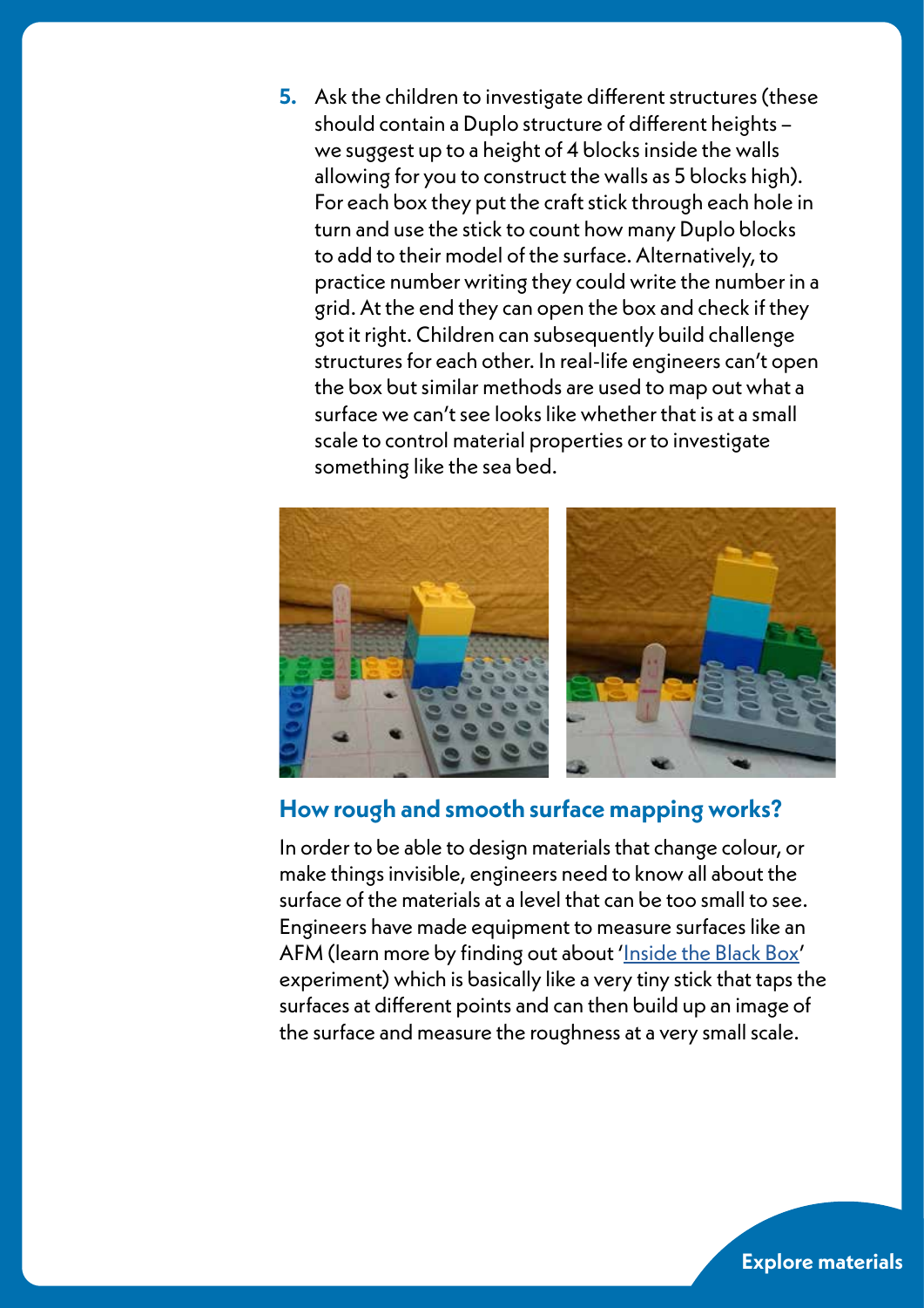5. Ask the children to investigate different structures (these should contain a Duplo structure of different heights – we suggest up to a height of 4 blocks inside the walls allowing for you to construct the walls as 5 blocks high). For each box they put the craft stick through each hole in turn and use the stick to count how many Duplo blocks to add to their model of the surface. Alternatively, to practice number writing they could write the number in a grid. At the end they can open the box and check if they got it right. Children can subsequently build challenge structures for each other. In real-life engineers can't open the box but similar methods are used to map out what a surface we can't see looks like whether that is at a small scale to control material properties or to investigate something like the sea bed.

## How rough and smooth surface mapping works?

In order to be able to design materials that change colour, or make things invisible, engineers need to know all about the surface of the materials at a level that can be too small to see. Engineers have made equipment to measure surfaces like an AFM (learn more by finding out about 'Inside the Black Box' experiment) which is basically like a very tiny stick that taps the surfaces at different points and can then build up an image of the surface and measure the roughness at a very small scale.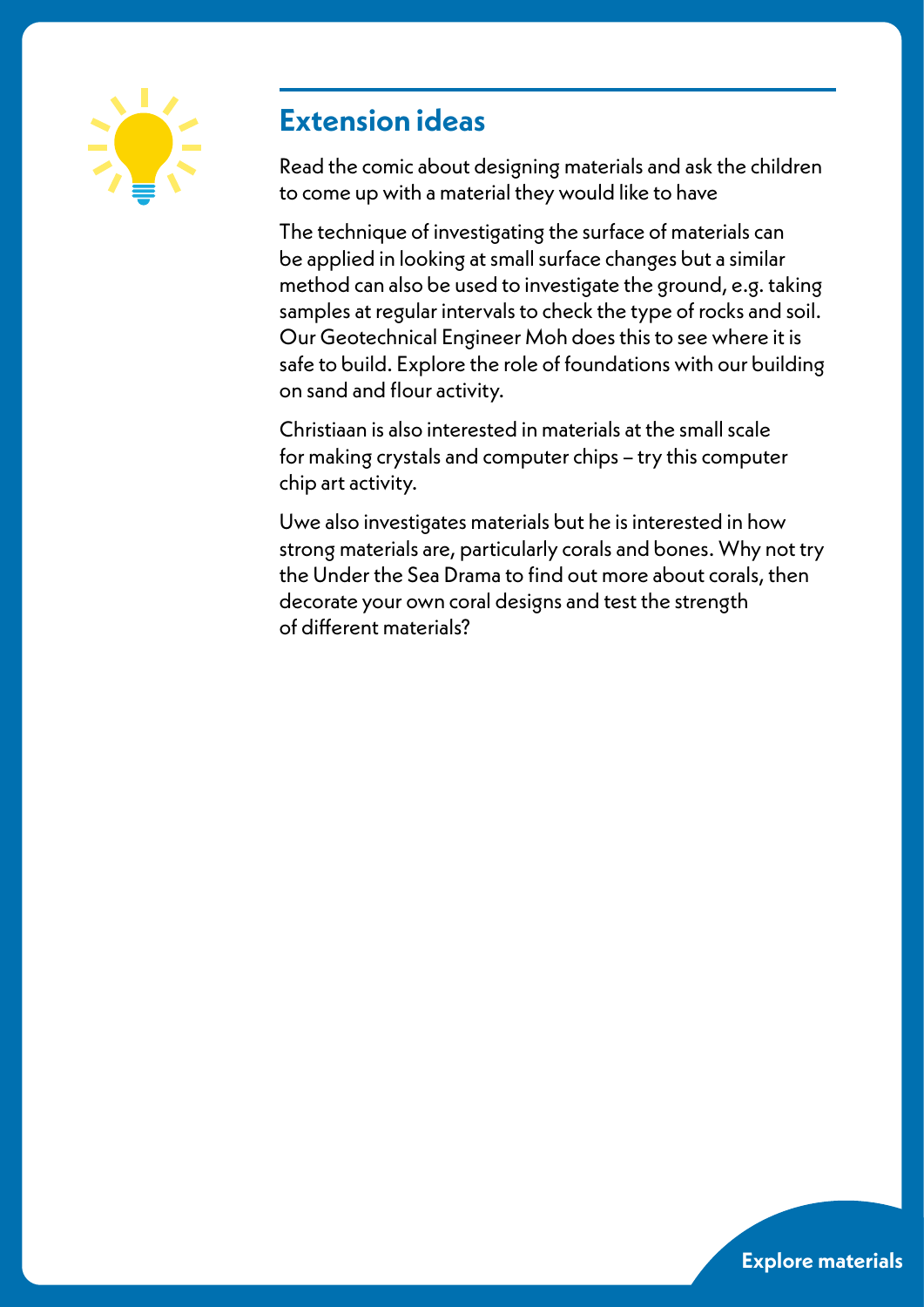## Extension ideas

Read the comic about designing materials and ask the children to come up with a material they would like to have

The technique of investigating the surface of materials can be applied in looking at small surface changes but a similar method can also be used to investigate the ground, e.g. taking samples at regular intervals to check the type of rocks and soil. Our Geotechnical Engineer Moh does this to see where it is safe to build. Explore the role of foundations with our building on sand and flour activity.

Christiaan is also interested in materials at the small scale for making crystals and computer chips – try this computer chip art activity.

Uwe also investigates materials but he is interested in how strong materials are, particularly corals and bones. Why not try the Under the Sea Drama to find out more about corals, then decorate your own coral designs and test the strength of different materials?